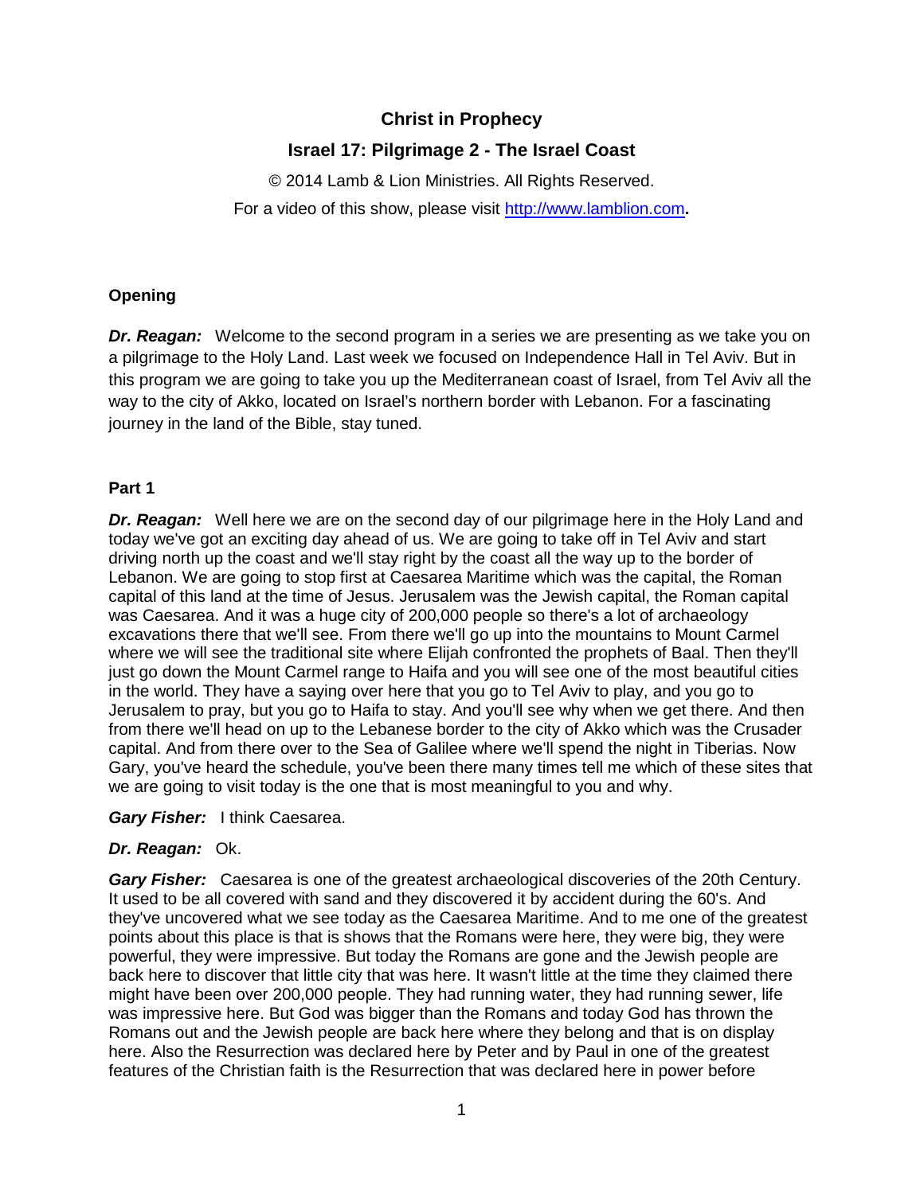# Christ in Prophecy

## Israel 17: Pilgrimage 2 - The Israel Coast

© 2014 Lamb & Lion Ministries. All Rights Reserved.

For a video of this show, please visit http://www.lamblion.com.

### Opening

***Dr. Reagan:*** Welcome to the second program in a series we are presenting as we take you on a pilgrimage to the Holy Land. Last week we focused on Independence Hall in Tel Aviv. But in this program we are going to take you up the Mediterranean coast of Israel, from Tel Aviv all the way to the city of Akko, located on Israel's northern border with Lebanon. For a fascinating journey in the land of the Bible, stay tuned.

### Part 1

***Dr. Reagan:*** Well here we are on the second day of our pilgrimage here in the Holy Land and today we've got an exciting day ahead of us. We are going to take off in Tel Aviv and start driving north up the coast and we'll stay right by the coast all the way up to the border of Lebanon. We are going to stop first at Caesarea Maritime which was the capital, the Roman capital of this land at the time of Jesus. Jerusalem was the Jewish capital, the Roman capital was Caesarea. And it was a huge city of 200,000 people so there's a lot of archaeology excavations there that we'll see. From there we'll go up into the mountains to Mount Carmel where we will see the traditional site where Elijah confronted the prophets of Baal. Then they'll just go down the Mount Carmel range to Haifa and you will see one of the most beautiful cities in the world. They have a saying over here that you go to Tel Aviv to play, and you go to Jerusalem to pray, but you go to Haifa to stay. And you'll see why when we get there. And then from there we'll head on up to the Lebanese border to the city of Akko which was the Crusader capital. And from there over to the Sea of Galilee where we'll spend the night in Tiberias. Now Gary, you've heard the schedule, you've been there many times tell me which of these sites that we are going to visit today is the one that is most meaningful to you and why.

***Gary Fisher:*** I think Caesarea.

***Dr. Reagan:*** Ok.

***Gary Fisher:*** Caesarea is one of the greatest archaeological discoveries of the 20th Century. It used to be all covered with sand and they discovered it by accident during the 60's. And they've uncovered what we see today as the Caesarea Maritime. And to me one of the greatest points about this place is that is shows that the Romans were here, they were big, they were powerful, they were impressive. But today the Romans are gone and the Jewish people are back here to discover that little city that was here. It wasn't little at the time they claimed there might have been over 200,000 people. They had running water, they had running sewer, life was impressive here. But God was bigger than the Romans and today God has thrown the Romans out and the Jewish people are back here where they belong and that is on display here. Also the Resurrection was declared here by Peter and by Paul in one of the greatest features of the Christian faith is the Resurrection that was declared here in power before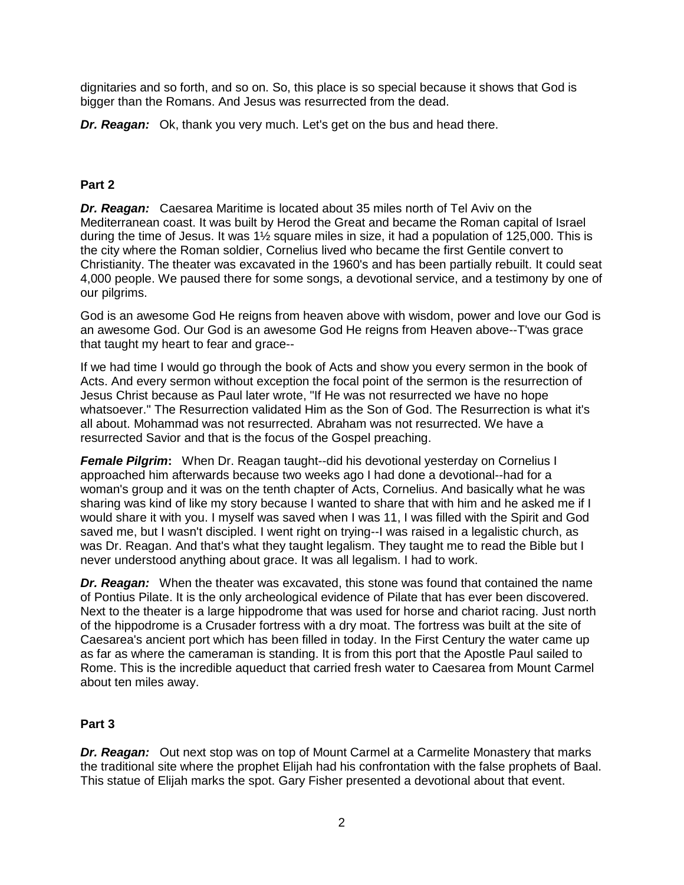dignitaries and so forth, and so on. So, this place is so special because it shows that God is bigger than the Romans. And Jesus was resurrected from the dead.

***Dr. Reagan:*** Ok, thank you very much. Let's get on the bus and head there.

**Part 2**

***Dr. Reagan:*** Caesarea Maritime is located about 35 miles north of Tel Aviv on the Mediterranean coast. It was built by Herod the Great and became the Roman capital of Israel during the time of Jesus. It was 1½ square miles in size, it had a population of 125,000. This is the city where the Roman soldier, Cornelius lived who became the first Gentile convert to Christianity. The theater was excavated in the 1960's and has been partially rebuilt. It could seat 4,000 people. We paused there for some songs, a devotional service, and a testimony by one of our pilgrims.

God is an awesome God He reigns from heaven above with wisdom, power and love our God is an awesome God. Our God is an awesome God He reigns from Heaven above--T'was grace that taught my heart to fear and grace--

If we had time I would go through the book of Acts and show you every sermon in the book of Acts. And every sermon without exception the focal point of the sermon is the resurrection of Jesus Christ because as Paul later wrote, "If He was not resurrected we have no hope whatsoever." The Resurrection validated Him as the Son of God. The Resurrection is what it's all about. Mohammad was not resurrected. Abraham was not resurrected. We have a resurrected Savior and that is the focus of the Gospel preaching.

***Female Pilgrim*:** When Dr. Reagan taught--did his devotional yesterday on Cornelius I approached him afterwards because two weeks ago I had done a devotional--had for a woman's group and it was on the tenth chapter of Acts, Cornelius. And basically what he was sharing was kind of like my story because I wanted to share that with him and he asked me if I would share it with you. I myself was saved when I was 11, I was filled with the Spirit and God saved me, but I wasn't discipled. I went right on trying--I was raised in a legalistic church, as was Dr. Reagan. And that's what they taught legalism. They taught me to read the Bible but I never understood anything about grace. It was all legalism. I had to work.

***Dr. Reagan:*** When the theater was excavated, this stone was found that contained the name of Pontius Pilate. It is the only archeological evidence of Pilate that has ever been discovered. Next to the theater is a large hippodrome that was used for horse and chariot racing. Just north of the hippodrome is a Crusader fortress with a dry moat. The fortress was built at the site of Caesarea's ancient port which has been filled in today. In the First Century the water came up as far as where the cameraman is standing. It is from this port that the Apostle Paul sailed to Rome. This is the incredible aqueduct that carried fresh water to Caesarea from Mount Carmel about ten miles away.

**Part 3**

***Dr. Reagan:*** Out next stop was on top of Mount Carmel at a Carmelite Monastery that marks the traditional site where the prophet Elijah had his confrontation with the false prophets of Baal. This statue of Elijah marks the spot. Gary Fisher presented a devotional about that event.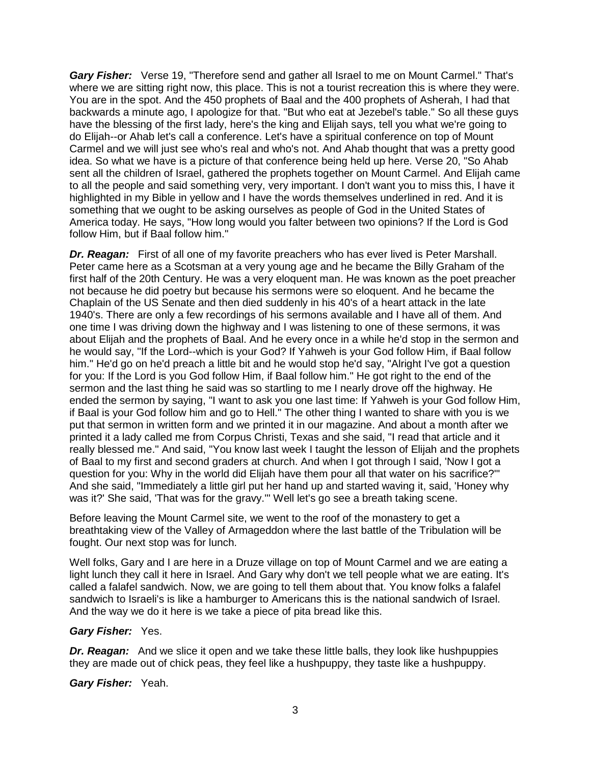***Gary Fisher:*** Verse 19, "Therefore send and gather all Israel to me on Mount Carmel." That's where we are sitting right now, this place. This is not a tourist recreation this is where they were. You are in the spot. And the 450 prophets of Baal and the 400 prophets of Asherah, I had that backwards a minute ago, I apologize for that. "But who eat at Jezebel's table." So all these guys have the blessing of the first lady, here's the king and Elijah says, tell you what we're going to do Elijah--or Ahab let's call a conference. Let's have a spiritual conference on top of Mount Carmel and we will just see who's real and who's not. And Ahab thought that was a pretty good idea. So what we have is a picture of that conference being held up here. Verse 20, "So Ahab sent all the children of Israel, gathered the prophets together on Mount Carmel. And Elijah came to all the people and said something very, very important. I don't want you to miss this, I have it highlighted in my Bible in yellow and I have the words themselves underlined in red. And it is something that we ought to be asking ourselves as people of God in the United States of America today. He says, "How long would you falter between two opinions? If the Lord is God follow Him, but if Baal follow him."

***Dr. Reagan:*** First of all one of my favorite preachers who has ever lived is Peter Marshall. Peter came here as a Scotsman at a very young age and he became the Billy Graham of the first half of the 20th Century. He was a very eloquent man. He was known as the poet preacher not because he did poetry but because his sermons were so eloquent. And he became the Chaplain of the US Senate and then died suddenly in his 40's of a heart attack in the late 1940's. There are only a few recordings of his sermons available and I have all of them. And one time I was driving down the highway and I was listening to one of these sermons, it was about Elijah and the prophets of Baal. And he every once in a while he'd stop in the sermon and he would say, "If the Lord--which is your God? If Yahweh is your God follow Him, if Baal follow him." He'd go on he'd preach a little bit and he would stop he'd say, "Alright I've got a question for you: If the Lord is you God follow Him, if Baal follow him." He got right to the end of the sermon and the last thing he said was so startling to me I nearly drove off the highway. He ended the sermon by saying, "I want to ask you one last time: If Yahweh is your God follow Him, if Baal is your God follow him and go to Hell." The other thing I wanted to share with you is we put that sermon in written form and we printed it in our magazine. And about a month after we printed it a lady called me from Corpus Christi, Texas and she said, "I read that article and it really blessed me." And said, "You know last week I taught the lesson of Elijah and the prophets of Baal to my first and second graders at church. And when I got through I said, 'Now I got a question for you: Why in the world did Elijah have them pour all that water on his sacrifice?'" And she said, "Immediately a little girl put her hand up and started waving it, said, 'Honey why was it?' She said, 'That was for the gravy.'" Well let's go see a breath taking scene.

Before leaving the Mount Carmel site, we went to the roof of the monastery to get a breathtaking view of the Valley of Armageddon where the last battle of the Tribulation will be fought. Our next stop was for lunch.

Well folks, Gary and I are here in a Druze village on top of Mount Carmel and we are eating a light lunch they call it here in Israel. And Gary why don't we tell people what we are eating. It's called a falafel sandwich. Now, we are going to tell them about that. You know folks a falafel sandwich to Israeli's is like a hamburger to Americans this is the national sandwich of Israel. And the way we do it here is we take a piece of pita bread like this.

***Gary Fisher:*** Yes.

***Dr. Reagan:*** And we slice it open and we take these little balls, they look like hushpuppies they are made out of chick peas, they feel like a hushpuppy, they taste like a hushpuppy.

***Gary Fisher:*** Yeah.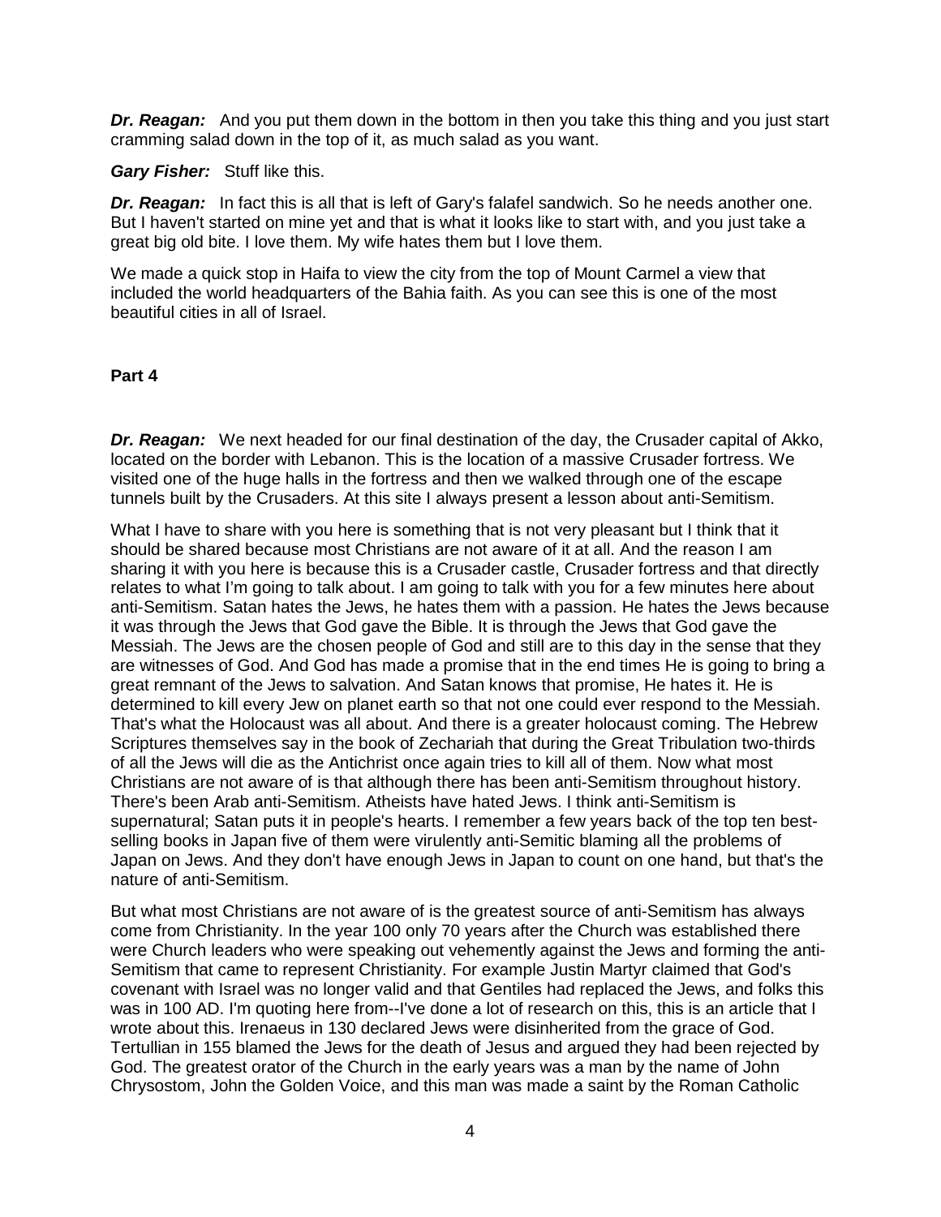***Dr. Reagan:*** And you put them down in the bottom in then you take this thing and you just start cramming salad down in the top of it, as much salad as you want.

***Gary Fisher:*** Stuff like this.

***Dr. Reagan:*** In fact this is all that is left of Gary's falafel sandwich. So he needs another one. But I haven't started on mine yet and that is what it looks like to start with, and you just take a great big old bite. I love them. My wife hates them but I love them.

We made a quick stop in Haifa to view the city from the top of Mount Carmel a view that included the world headquarters of the Bahia faith. As you can see this is one of the most beautiful cities in all of Israel.

**Part 4**

***Dr. Reagan:*** We next headed for our final destination of the day, the Crusader capital of Akko, located on the border with Lebanon. This is the location of a massive Crusader fortress. We visited one of the huge halls in the fortress and then we walked through one of the escape tunnels built by the Crusaders. At this site I always present a lesson about anti-Semitism.

What I have to share with you here is something that is not very pleasant but I think that it should be shared because most Christians are not aware of it at all. And the reason I am sharing it with you here is because this is a Crusader castle, Crusader fortress and that directly relates to what I'm going to talk about. I am going to talk with you for a few minutes here about anti-Semitism. Satan hates the Jews, he hates them with a passion. He hates the Jews because it was through the Jews that God gave the Bible. It is through the Jews that God gave the Messiah. The Jews are the chosen people of God and still are to this day in the sense that they are witnesses of God. And God has made a promise that in the end times He is going to bring a great remnant of the Jews to salvation. And Satan knows that promise, He hates it. He is determined to kill every Jew on planet earth so that not one could ever respond to the Messiah. That's what the Holocaust was all about. And there is a greater holocaust coming. The Hebrew Scriptures themselves say in the book of Zechariah that during the Great Tribulation two-thirds of all the Jews will die as the Antichrist once again tries to kill all of them. Now what most Christians are not aware of is that although there has been anti-Semitism throughout history. There's been Arab anti-Semitism. Atheists have hated Jews. I think anti-Semitism is supernatural; Satan puts it in people's hearts. I remember a few years back of the top ten best-selling books in Japan five of them were virulently anti-Semitic blaming all the problems of Japan on Jews. And they don't have enough Jews in Japan to count on one hand, but that's the nature of anti-Semitism.

But what most Christians are not aware of is the greatest source of anti-Semitism has always come from Christianity. In the year 100 only 70 years after the Church was established there were Church leaders who were speaking out vehemently against the Jews and forming the anti-Semitism that came to represent Christianity. For example Justin Martyr claimed that God's covenant with Israel was no longer valid and that Gentiles had replaced the Jews, and folks this was in 100 AD. I'm quoting here from--I've done a lot of research on this, this is an article that I wrote about this. Irenaeus in 130 declared Jews were disinherited from the grace of God. Tertullian in 155 blamed the Jews for the death of Jesus and argued they had been rejected by God. The greatest orator of the Church in the early years was a man by the name of John Chrysostom, John the Golden Voice, and this man was made a saint by the Roman Catholic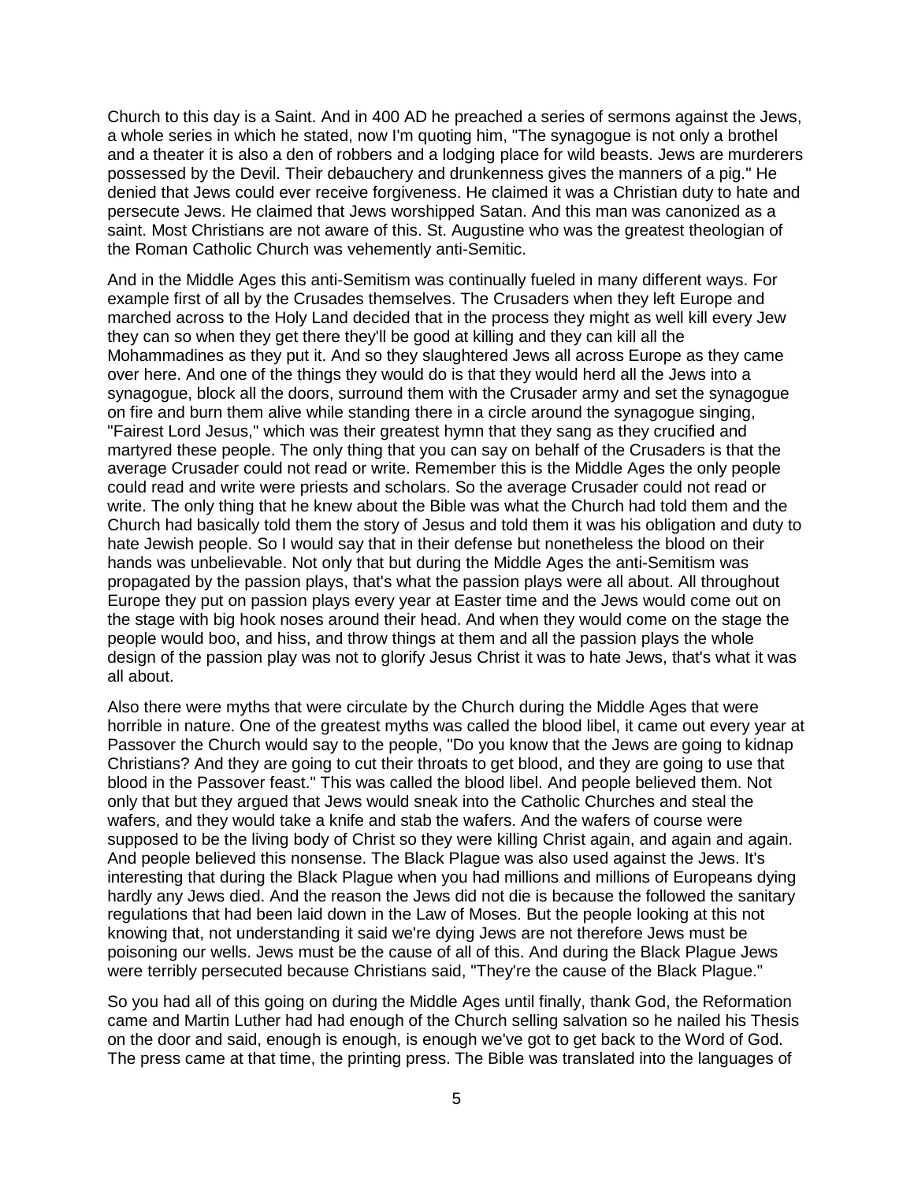Church to this day is a Saint. And in 400 AD he preached a series of sermons against the Jews, a whole series in which he stated, now I'm quoting him, "The synagogue is not only a brothel and a theater it is also a den of robbers and a lodging place for wild beasts. Jews are murderers possessed by the Devil. Their debauchery and drunkenness gives the manners of a pig." He denied that Jews could ever receive forgiveness. He claimed it was a Christian duty to hate and persecute Jews. He claimed that Jews worshipped Satan. And this man was canonized as a saint. Most Christians are not aware of this. St. Augustine who was the greatest theologian of the Roman Catholic Church was vehemently anti-Semitic.

And in the Middle Ages this anti-Semitism was continually fueled in many different ways. For example first of all by the Crusades themselves. The Crusaders when they left Europe and marched across to the Holy Land decided that in the process they might as well kill every Jew they can so when they get there they'll be good at killing and they can kill all the Mohammadines as they put it. And so they slaughtered Jews all across Europe as they came over here. And one of the things they would do is that they would herd all the Jews into a synagogue, block all the doors, surround them with the Crusader army and set the synagogue on fire and burn them alive while standing there in a circle around the synagogue singing, "Fairest Lord Jesus," which was their greatest hymn that they sang as they crucified and martyred these people. The only thing that you can say on behalf of the Crusaders is that the average Crusader could not read or write. Remember this is the Middle Ages the only people could read and write were priests and scholars. So the average Crusader could not read or write. The only thing that he knew about the Bible was what the Church had told them and the Church had basically told them the story of Jesus and told them it was his obligation and duty to hate Jewish people. So I would say that in their defense but nonetheless the blood on their hands was unbelievable. Not only that but during the Middle Ages the anti-Semitism was propagated by the passion plays, that's what the passion plays were all about. All throughout Europe they put on passion plays every year at Easter time and the Jews would come out on the stage with big hook noses around their head. And when they would come on the stage the people would boo, and hiss, and throw things at them and all the passion plays the whole design of the passion play was not to glorify Jesus Christ it was to hate Jews, that's what it was all about.

Also there were myths that were circulate by the Church during the Middle Ages that were horrible in nature. One of the greatest myths was called the blood libel, it came out every year at Passover the Church would say to the people, "Do you know that the Jews are going to kidnap Christians? And they are going to cut their throats to get blood, and they are going to use that blood in the Passover feast." This was called the blood libel. And people believed them. Not only that but they argued that Jews would sneak into the Catholic Churches and steal the wafers, and they would take a knife and stab the wafers. And the wafers of course were supposed to be the living body of Christ so they were killing Christ again, and again and again. And people believed this nonsense. The Black Plague was also used against the Jews. It's interesting that during the Black Plague when you had millions and millions of Europeans dying hardly any Jews died. And the reason the Jews did not die is because the followed the sanitary regulations that had been laid down in the Law of Moses. But the people looking at this not knowing that, not understanding it said we're dying Jews are not therefore Jews must be poisoning our wells. Jews must be the cause of all of this. And during the Black Plague Jews were terribly persecuted because Christians said, "They're the cause of the Black Plague."

So you had all of this going on during the Middle Ages until finally, thank God, the Reformation came and Martin Luther had had enough of the Church selling salvation so he nailed his Thesis on the door and said, enough is enough, is enough we've got to get back to the Word of God. The press came at that time, the printing press. The Bible was translated into the languages of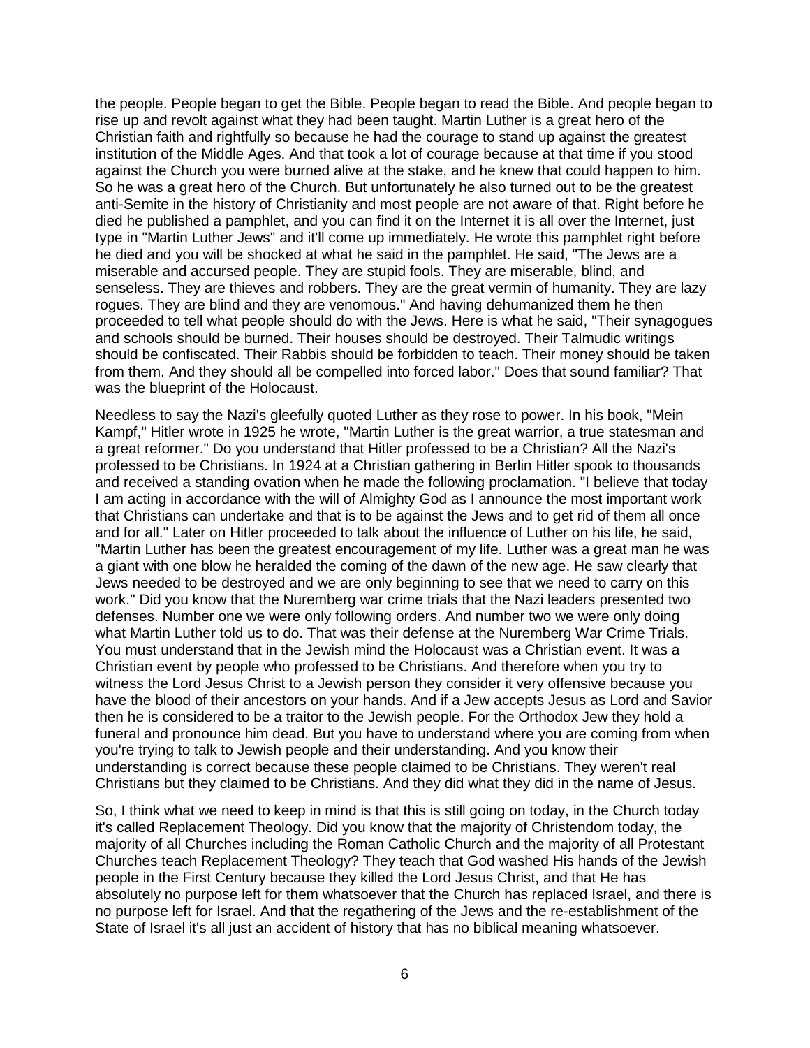the people. People began to get the Bible. People began to read the Bible. And people began to rise up and revolt against what they had been taught. Martin Luther is a great hero of the Christian faith and rightfully so because he had the courage to stand up against the greatest institution of the Middle Ages. And that took a lot of courage because at that time if you stood against the Church you were burned alive at the stake, and he knew that could happen to him. So he was a great hero of the Church. But unfortunately he also turned out to be the greatest anti-Semite in the history of Christianity and most people are not aware of that. Right before he died he published a pamphlet, and you can find it on the Internet it is all over the Internet, just type in "Martin Luther Jews" and it'll come up immediately. He wrote this pamphlet right before he died and you will be shocked at what he said in the pamphlet. He said, "The Jews are a miserable and accursed people. They are stupid fools. They are miserable, blind, and senseless. They are thieves and robbers. They are the great vermin of humanity. They are lazy rogues. They are blind and they are venomous." And having dehumanized them he then proceeded to tell what people should do with the Jews. Here is what he said, "Their synagogues and schools should be burned. Their houses should be destroyed. Their Talmudic writings should be confiscated. Their Rabbis should be forbidden to teach. Their money should be taken from them. And they should all be compelled into forced labor." Does that sound familiar? That was the blueprint of the Holocaust.

Needless to say the Nazi's gleefully quoted Luther as they rose to power. In his book, "Mein Kampf," Hitler wrote in 1925 he wrote, "Martin Luther is the great warrior, a true statesman and a great reformer." Do you understand that Hitler professed to be a Christian? All the Nazi's professed to be Christians. In 1924 at a Christian gathering in Berlin Hitler spook to thousands and received a standing ovation when he made the following proclamation. "I believe that today I am acting in accordance with the will of Almighty God as I announce the most important work that Christians can undertake and that is to be against the Jews and to get rid of them all once and for all." Later on Hitler proceeded to talk about the influence of Luther on his life, he said, "Martin Luther has been the greatest encouragement of my life. Luther was a great man he was a giant with one blow he heralded the coming of the dawn of the new age. He saw clearly that Jews needed to be destroyed and we are only beginning to see that we need to carry on this work." Did you know that the Nuremberg war crime trials that the Nazi leaders presented two defenses. Number one we were only following orders. And number two we were only doing what Martin Luther told us to do. That was their defense at the Nuremberg War Crime Trials. You must understand that in the Jewish mind the Holocaust was a Christian event. It was a Christian event by people who professed to be Christians. And therefore when you try to witness the Lord Jesus Christ to a Jewish person they consider it very offensive because you have the blood of their ancestors on your hands. And if a Jew accepts Jesus as Lord and Savior then he is considered to be a traitor to the Jewish people. For the Orthodox Jew they hold a funeral and pronounce him dead. But you have to understand where you are coming from when you're trying to talk to Jewish people and their understanding. And you know their understanding is correct because these people claimed to be Christians. They weren't real Christians but they claimed to be Christians. And they did what they did in the name of Jesus.

So, I think what we need to keep in mind is that this is still going on today, in the Church today it's called Replacement Theology. Did you know that the majority of Christendom today, the majority of all Churches including the Roman Catholic Church and the majority of all Protestant Churches teach Replacement Theology? They teach that God washed His hands of the Jewish people in the First Century because they killed the Lord Jesus Christ, and that He has absolutely no purpose left for them whatsoever that the Church has replaced Israel, and there is no purpose left for Israel. And that the regathering of the Jews and the re-establishment of the State of Israel it's all just an accident of history that has no biblical meaning whatsoever.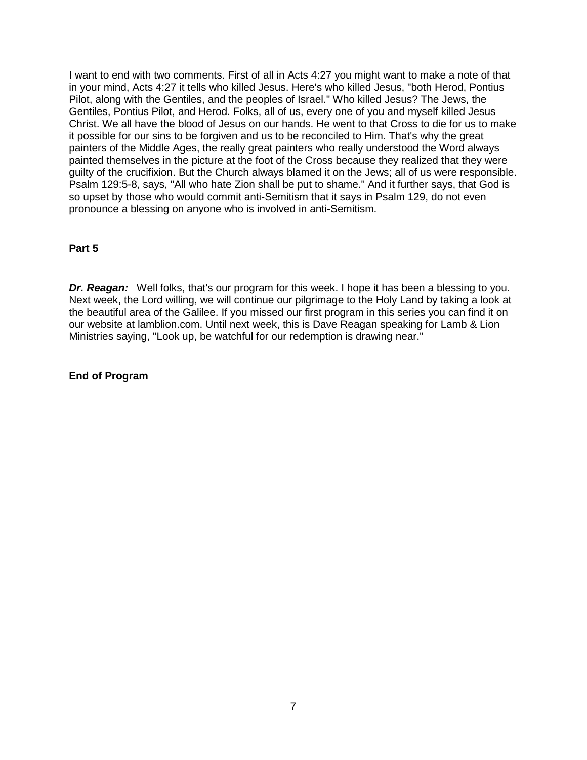I want to end with two comments. First of all in Acts 4:27 you might want to make a note of that in your mind, Acts 4:27 it tells who killed Jesus. Here's who killed Jesus, "both Herod, Pontius Pilot, along with the Gentiles, and the peoples of Israel." Who killed Jesus? The Jews, the Gentiles, Pontius Pilot, and Herod. Folks, all of us, every one of you and myself killed Jesus Christ. We all have the blood of Jesus on our hands. He went to that Cross to die for us to make it possible for our sins to be forgiven and us to be reconciled to Him. That's why the great painters of the Middle Ages, the really great painters who really understood the Word always painted themselves in the picture at the foot of the Cross because they realized that they were guilty of the crucifixion. But the Church always blamed it on the Jews; all of us were responsible. Psalm 129:5-8, says, "All who hate Zion shall be put to shame." And it further says, that God is so upset by those who would commit anti-Semitism that it says in Psalm 129, do not even pronounce a blessing on anyone who is involved in anti-Semitism.

**Part 5**

***Dr. Reagan:*** Well folks, that's our program for this week. I hope it has been a blessing to you. Next week, the Lord willing, we will continue our pilgrimage to the Holy Land by taking a look at the beautiful area of the Galilee. If you missed our first program in this series you can find it on our website at lamblion.com. Until next week, this is Dave Reagan speaking for Lamb & Lion Ministries saying, "Look up, be watchful for our redemption is drawing near."

**End of Program**